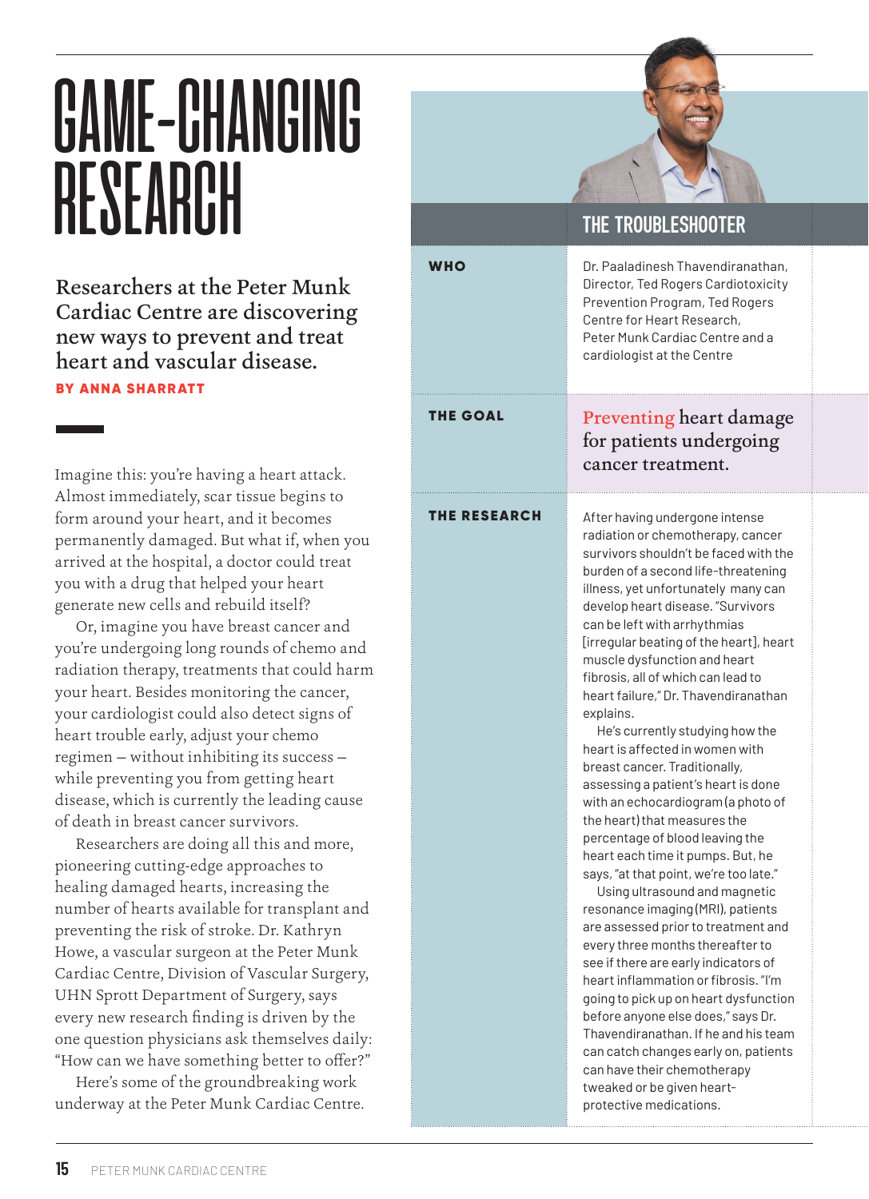# GAME-CHANGING RESEARCH

## Researchers at the Peter Munk Cardiac Centre are discovering new ways to prevent and treat heart and vascular disease.

**BY ANNA SHARRATT**

Imagine this: you're having a heart attack. Almost immediately, scar tissue begins to form around your heart, and it becomes permanently damaged. But what if, when you arrived at the hospital, a doctor could treat you with a drug that helped your heart generate new cells and rebuild itself?

Or, imagine you have breast cancer and you're undergoing long rounds of chemo and radiation therapy, treatments that could harm your heart. Besides monitoring the cancer, your cardiologist could also detect signs of heart trouble early, adjust your chemo regimen – without inhibiting its success – while preventing you from getting heart disease, which is currently the leading cause of death in breast cancer survivors.

Researchers are doing all this and more, pioneering cutting-edge approaches to healing damaged hearts, increasing the number of hearts available for transplant and preventing the risk of stroke. Dr. Kathryn Howe, a vascular surgeon at the Peter Munk Cardiac Centre, Division of Vascular Surgery, UHN Sprott Department of Surgery, says every new research finding is driven by the one question physicians ask themselves daily: "How can we have something better to offer?"

Here's some of the groundbreaking work underway at the Peter Munk Cardiac Centre.

## THE TROUBLESHOOTER

**WHO**

Dr. Paaladinesh Thavendiranathan, Director, Ted Rogers Cardiotoxicity Prevention Program, Ted Rogers Centre for Heart Research, Peter Munk Cardiac Centre and a cardiologist at the Centre

**THE GOAL**

Preventing heart damage for patients undergoing cancer treatment.

**THE RESEARCH**

After having undergone intense radiation or chemotherapy, cancer survivors shouldn't be faced with the burden of a second life-threatening illness, yet unfortunately many can develop heart disease. "Survivors can be left with arrhythmias [irregular beating of the heart], heart muscle dysfunction and heart fibrosis, all of which can lead to heart failure," Dr. Thavendiranathan explains.

He's currently studying how the heart is affected in women with breast cancer. Traditionally, assessing a patient's heart is done with an echocardiogram (a photo of the heart) that measures the percentage of blood leaving the heart each time it pumps. But, he says, "at that point, we're too late."

Using ultrasound and magnetic resonance imaging (MRI), patients are assessed prior to treatment and every three months thereafter to see if there are early indicators of heart inflammation or fibrosis. "I'm going to pick up on heart dysfunction before anyone else does," says Dr. Thavendiranathan. If he and his team can catch changes early on, patients can have their chemotherapy tweaked or be given heart-protective medications.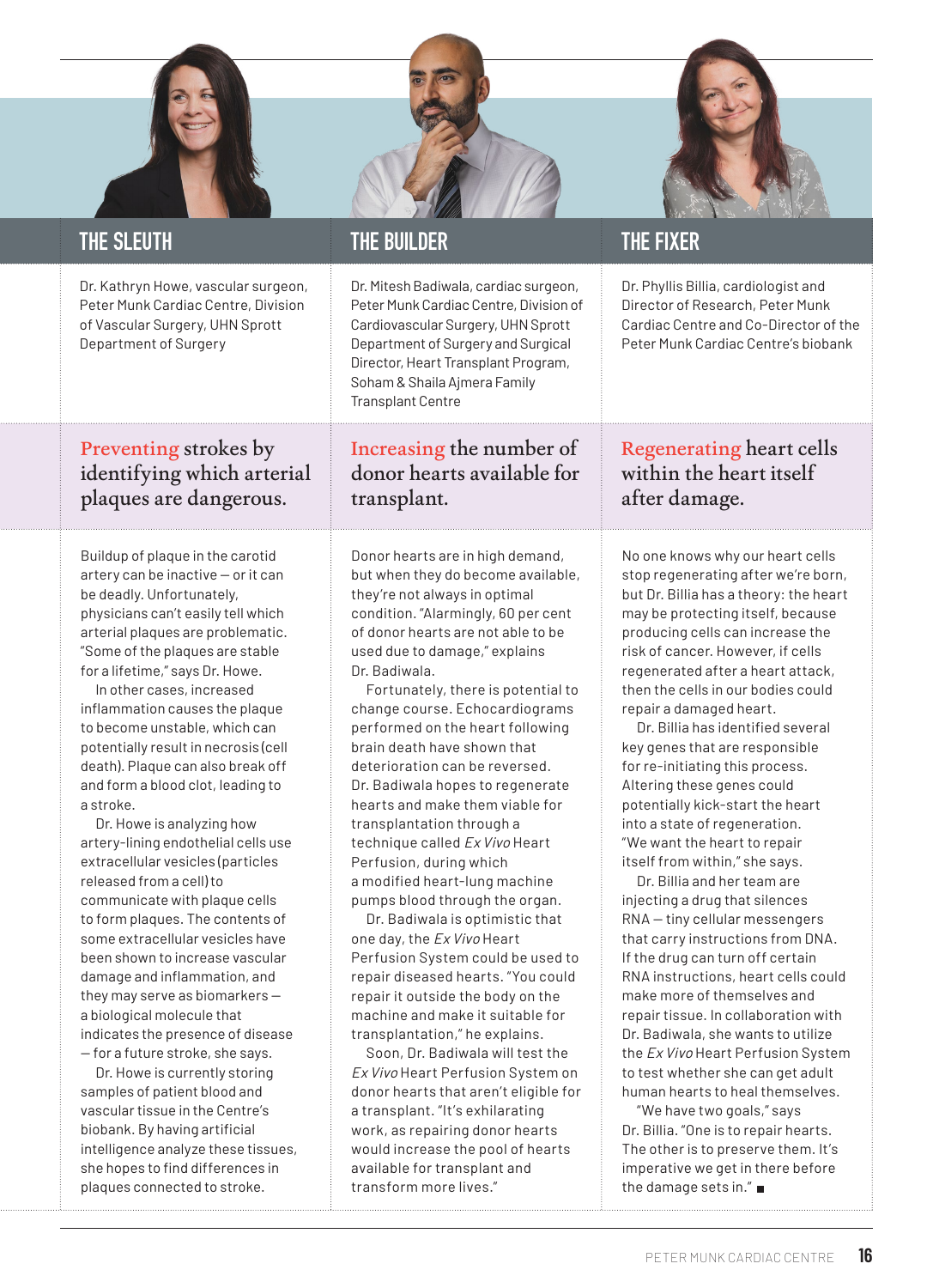## THE SLEUTH

Dr. Kathryn Howe, vascular surgeon, Peter Munk Cardiac Centre, Division of Vascular Surgery, UHN Sprott Department of Surgery

### Preventing strokes by identifying which arterial plaques are dangerous.

Buildup of plaque in the carotid artery can be inactive – or it can be deadly. Unfortunately, physicians can't easily tell which arterial plaques are problematic. "Some of the plaques are stable for a lifetime," says Dr. Howe.

In other cases, increased inflammation causes the plaque to become unstable, which can potentially result in necrosis (cell death). Plaque can also break off and form a blood clot, leading to a stroke.

Dr. Howe is analyzing how artery-lining endothelial cells use extracellular vesicles (particles released from a cell) to communicate with plaque cells to form plaques. The contents of some extracellular vesicles have been shown to increase vascular damage and inflammation, and they may serve as biomarkers – a biological molecule that indicates the presence of disease – for a future stroke, she says.

Dr. Howe is currently storing samples of patient blood and vascular tissue in the Centre's biobank. By having artificial intelligence analyze these tissues, she hopes to find differences in plaques connected to stroke.

## THE BUILDER

Dr. Mitesh Badiwala, cardiac surgeon, Peter Munk Cardiac Centre, Division of Cardiovascular Surgery, UHN Sprott Department of Surgery and Surgical Director, Heart Transplant Program, Soham & Shaila Ajmera Family Transplant Centre

### Increasing the number of donor hearts available for transplant.

Donor hearts are in high demand, but when they do become available, they're not always in optimal condition. "Alarmingly, 60 per cent of donor hearts are not able to be used due to damage," explains Dr. Badiwala.

Fortunately, there is potential to change course. Echocardiograms performed on the heart following brain death have shown that deterioration can be reversed. Dr. Badiwala hopes to regenerate hearts and make them viable for transplantation through a technique called *Ex Vivo* Heart Perfusion, during which a modified heart-lung machine pumps blood through the organ.

Dr. Badiwala is optimistic that one day, the *Ex Vivo* Heart Perfusion System could be used to repair diseased hearts. "You could repair it outside the body on the machine and make it suitable for transplantation," he explains.

Soon, Dr. Badiwala will test the *Ex Vivo* Heart Perfusion System on donor hearts that aren't eligible for a transplant. "It's exhilarating work, as repairing donor hearts would increase the pool of hearts available for transplant and transform more lives."

## THE FIXER

Dr. Phyllis Billia, cardiologist and Director of Research, Peter Munk Cardiac Centre and Co-Director of the Peter Munk Cardiac Centre's biobank

### Regenerating heart cells within the heart itself after damage.

No one knows why our heart cells stop regenerating after we're born, but Dr. Billia has a theory: the heart may be protecting itself, because producing cells can increase the risk of cancer. However, if cells regenerated after a heart attack, then the cells in our bodies could repair a damaged heart.

Dr. Billia has identified several key genes that are responsible for re-initiating this process. Altering these genes could potentially kick-start the heart into a state of regeneration. "We want the heart to repair itself from within," she says.

Dr. Billia and her team are injecting a drug that silences RNA – tiny cellular messengers that carry instructions from DNA. If the drug can turn off certain RNA instructions, heart cells could make more of themselves and repair tissue. In collaboration with Dr. Badiwala, she wants to utilize the *Ex Vivo* Heart Perfusion System to test whether she can get adult human hearts to heal themselves.

"We have two goals," says Dr. Billia. "One is to repair hearts. The other is to preserve them. It's imperative we get in there before the damage sets in." ■